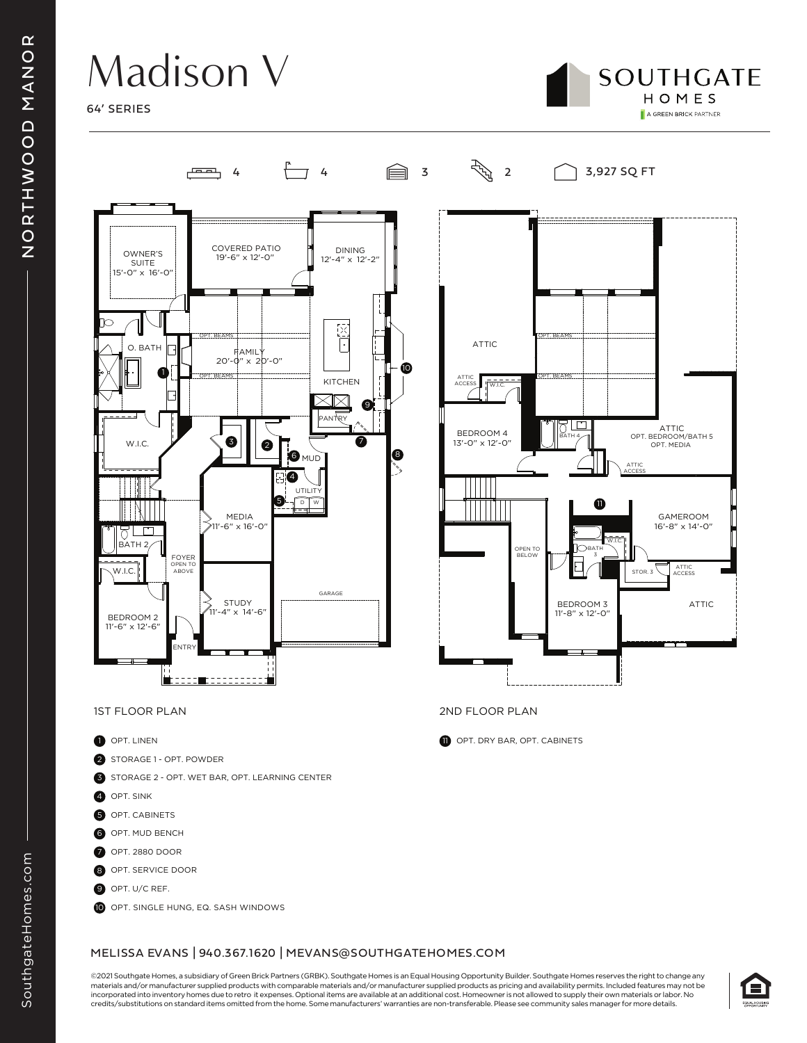# Madison V

64' SERIES

SOUTHGATE HOMES
A GREEN BRICK PARTNER

4 | 4 | 3 | 2 | 3,927 SQ FT

## 1ST FLOOR PLAN

OWNER'S SUITE 15'-0" x 16'-0"
COVERED PATIO 19'-6" x 12'-0"
DINING 12'-4" x 12'-2"
O. BATH
FAMILY 20'-0" x 20'-0"
OPT. BEAMS
KITCHEN
PANTRY
W.I.C.
MUD
UTILITY
MEDIA 11'-6" x 16'-0"
BATH 2
FOYER OPEN TO ABOVE
W.I.C.
STUDY 11'-4" x 14'-6"
GARAGE
BEDROOM 2 11'-6" x 12'-6"
ENTRY

1. OPT. LINEN
2. STORAGE 1 - OPT. POWDER
3. STORAGE 2 - OPT. WET BAR, OPT. LEARNING CENTER
4. OPT. SINK
5. OPT. CABINETS
6. OPT. MUD BENCH
7. OPT. 2880 DOOR
8. OPT. SERVICE DOOR
9. OPT. U/C REF.
10. OPT. SINGLE HUNG, EQ. SASH WINDOWS

## 2ND FLOOR PLAN

ATTIC
ATTIC ACCESS
W.I.C.
OPT. BEAMS
BEDROOM 4 13'-0" x 12'-0"
BATH 4
ATTIC OPT. BEDROOM/BATH 5 OPT. MEDIA
ATTIC ACCESS
GAMEROOM 16'-8" x 14'-0"
OPEN TO BELOW
BATH 3
W.I.C.
STOR. 3
ATTIC ACCESS
BEDROOM 3 11'-8" x 12'-0"
ATTIC

11. OPT. DRY BAR, OPT. CABINETS

MELISSA EVANS | 940.367.1620 | MEVANS@SOUTHGATEHOMES.COM

©2021 Southgate Homes, a subsidiary of Green Brick Partners (GRBK). Southgate Homes is an Equal Housing Opportunity Builder. Southgate Homes reserves the right to change any materials and/or manufacturer supplied products with comparable materials and/or manufacturer supplied products as pricing and availability permits. Included features may not be incorporated into inventory homes due to retro it expenses. Optional items are available at an additional cost. Homeowner is not allowed to supply their own materials or labor. No credits/substitutions on standard items omitted from the home. Some manufacturers' warranties are non-transferable. Please see community sales manager for more details.

NORTHWOOD MANOR

SouthgateHomes.com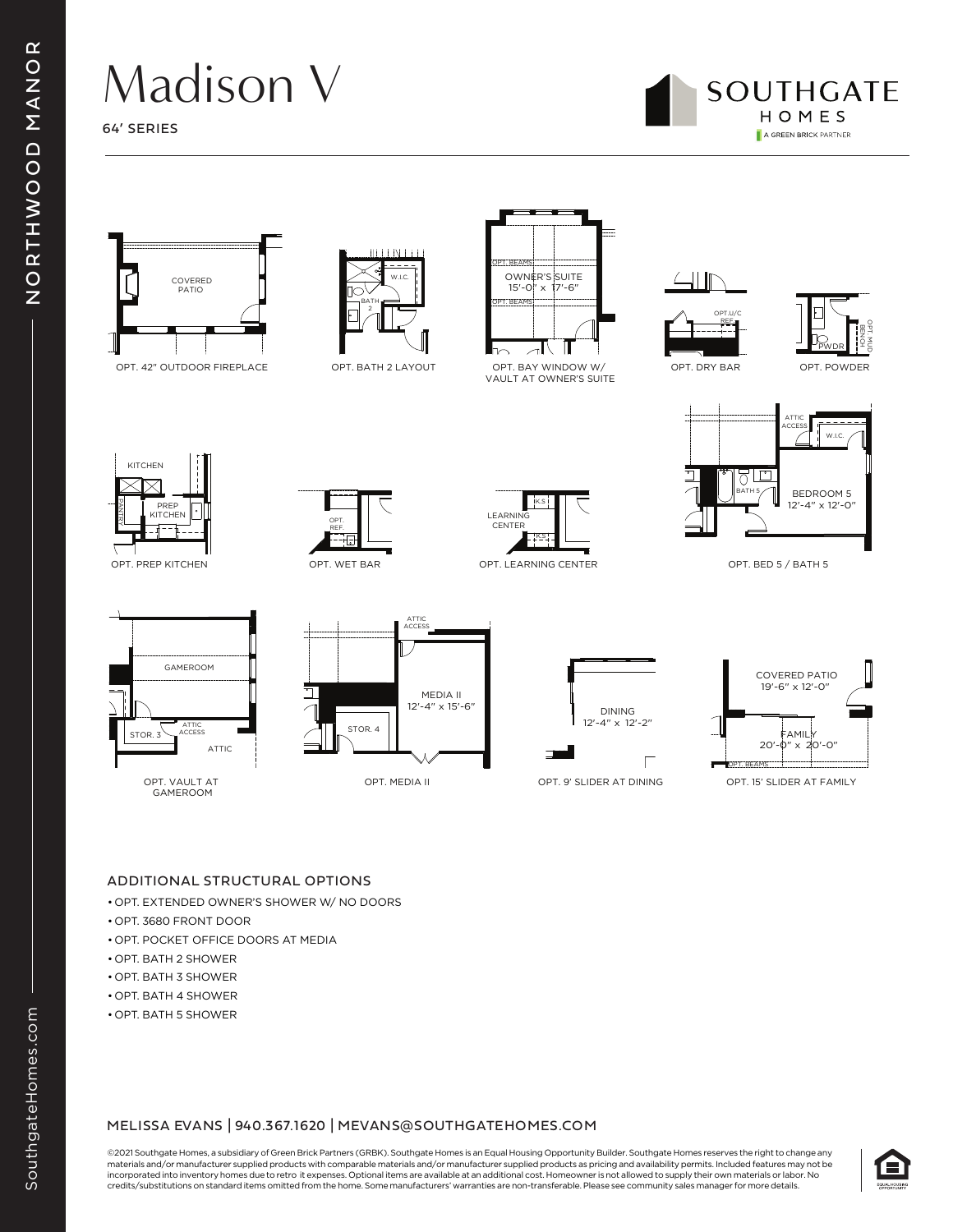# Madison V

64' SERIES

SOUTHGATE HOMES
A GREEN BRICK PARTNER

COVERED PATIO

OPT. 42" OUTDOOR FIREPLACE

W.I.C.
BATH 2

OPT. BATH 2 LAYOUT

OPT. BEAMS
OWNER'S SUITE
15'-0" x 17'-6"
OPT. BEAMS

OPT. BAY WINDOW W/ VAULT AT OWNER'S SUITE

OPT.U/C REF.

OPT. DRY BAR

PWDR
OPT. MUD BENCH

OPT. POWDER

KITCHEN
PANTRY
PREP KITCHEN

OPT. PREP KITCHEN

OPT. REF.

OPT. WET BAR

LEARNING CENTER
K.S
K.S

OPT. LEARNING CENTER

ATTIC ACCESS
W.I.C.
BATH 5
BEDROOM 5
12'-4" x 12'-0"

OPT. BED 5 / BATH 5

GAMEROOM
STOR. 3
ATTIC ACCESS
ATTIC

OPT. VAULT AT GAMEROOM

ATTIC ACCESS
MEDIA II
12'-4" x 15'-6"
STOR. 4

OPT. MEDIA II

DINING
12'-4" x 12'-2"

OPT. 9' SLIDER AT DINING

COVERED PATIO
19'-6" x 12'-0"
FAMILY
20'-0" x 20'-0"
OPT. BEAMS

OPT. 15' SLIDER AT FAMILY

## ADDITIONAL STRUCTURAL OPTIONS

- OPT. EXTENDED OWNER'S SHOWER W/ NO DOORS
- OPT. 3680 FRONT DOOR
- OPT. POCKET OFFICE DOORS AT MEDIA
- OPT. BATH 2 SHOWER
- OPT. BATH 3 SHOWER
- OPT. BATH 4 SHOWER
- OPT. BATH 5 SHOWER

MELISSA EVANS | 940.367.1620 | MEVANS@SOUTHGATEHOMES.COM

©2021 Southgate Homes, a subsidiary of Green Brick Partners (GRBK). Southgate Homes is an Equal Housing Opportunity Builder. Southgate Homes reserves the right to change any materials and/or manufacturer supplied products with comparable materials and/or manufacturer supplied products as pricing and availability permits. Included features may not be incorporated into inventory homes due to retro it expenses. Optional items are available at an additional cost. Homeowner is not allowed to supply their own materials or labor. No credits/substitutions on standard items omitted from the home. Some manufacturers' warranties are non-transferable. Please see community sales manager for more details.

NORTHWOOD MANOR

SouthgateHomes.com